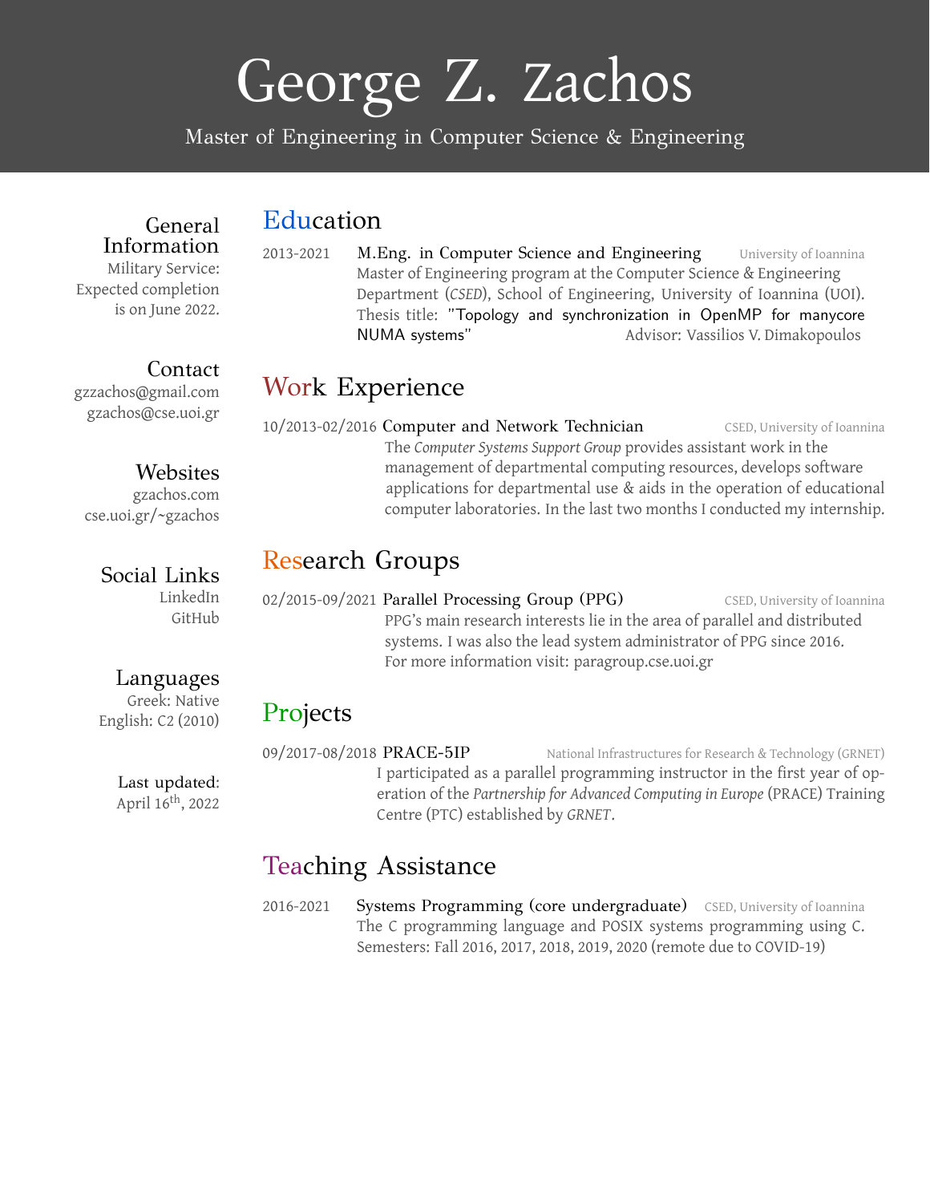# George Z. Zachos

Master of Engineering in Computer Science & Engineering

### General Information

Military Service: Expected completion is on June 2022.

### Contact

gzzachos@gmail.com
gzachos@cse.uoi.gr

### Websites

gzachos.com
cse.uoi.gr/~gzachos

### Social Links

LinkedIn
GitHub

### Languages

Greek: Native
English: C2 (2010)

Last updated: April 16th, 2022

## Education

2013-2021 **M.Eng. in Computer Science and Engineering** — University of Ioannina

Master of Engineering program at the Computer Science & Engineering Department (*CSED*), School of Engineering, University of Ioannina (UOI).
Thesis title: "Topology and synchronization in OpenMP for manycore NUMA systems" — Advisor: Vassilios V. Dimakopoulos

## Work Experience

10/2013-02/2016 **Computer and Network Technician** — CSED, University of Ioannina

The *Computer Systems Support Group* provides assistant work in the management of departmental computing resources, develops software applications for departmental use & aids in the operation of educational computer laboratories. In the last two months I conducted my internship.

## Research Groups

02/2015-09/2021 **Parallel Processing Group (PPG)** — CSED, University of Ioannina

PPG's main research interests lie in the area of parallel and distributed systems. I was also the lead system administrator of PPG since 2016.
For more information visit: paragroup.cse.uoi.gr

## Projects

09/2017-08/2018 **PRACE-5IP** — National Infrastructures for Research & Technology (GRNET)

I participated as a parallel programming instructor in the first year of operation of the *Partnership for Advanced Computing in Europe* (PRACE) Training Centre (PTC) established by *GRNET*.

## Teaching Assistance

2016-2021 **Systems Programming (core undergraduate)** — CSED, University of Ioannina

The C programming language and POSIX systems programming using C.
Semesters: Fall 2016, 2017, 2018, 2019, 2020 (remote due to COVID-19)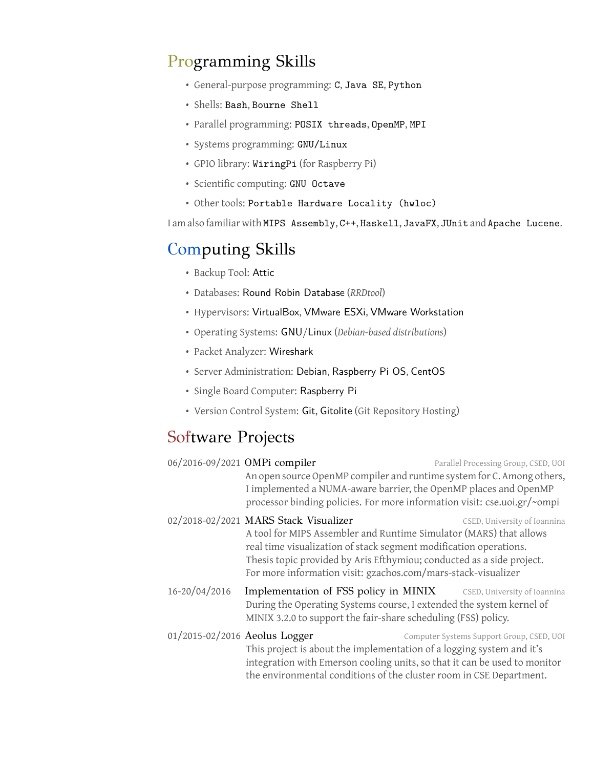## Programming Skills

- General-purpose programming: `C`, `Java SE`, `Python`
- Shells: `Bash`, `Bourne Shell`
- Parallel programming: `POSIX threads`, `OpenMP`, `MPI`
- Systems programming: `GNU/Linux`
- GPIO library: `WiringPi` (for Raspberry Pi)
- Scientific computing: `GNU Octave`
- Other tools: `Portable Hardware Locality (hwloc)`

I am also familiar with `MIPS Assembly`, `C++`, `Haskell`, `JavaFX`, `JUnit` and `Apache Lucene`.

## Computing Skills

- Backup Tool: Attic
- Databases: Round Robin Database (*RRDtool*)
- Hypervisors: VirtualBox, VMware ESXi, VMware Workstation
- Operating Systems: GNU/Linux (*Debian-based distributions*)
- Packet Analyzer: Wireshark
- Server Administration: Debian, Raspberry Pi OS, CentOS
- Single Board Computer: Raspberry Pi
- Version Control System: Git, Gitolite (Git Repository Hosting)

## Software Projects

**06/2016-09/2021** — **OMPi compiler** — Parallel Processing Group, CSED, UOI
An open source OpenMP compiler and runtime system for C. Among others, I implemented a NUMA-aware barrier, the OpenMP places and OpenMP processor binding policies. For more information visit: cse.uoi.gr/~ompi

**02/2018-02/2021** — **MARS Stack Visualizer** — CSED, University of Ioannina
A tool for MIPS Assembler and Runtime Simulator (MARS) that allows real time visualization of stack segment modification operations. Thesis topic provided by Aris Efthymiou; conducted as a side project. For more information visit: gzachos.com/mars-stack-visualizer

**16-20/04/2016** — **Implementation of FSS policy in MINIX** — CSED, University of Ioannina
During the Operating Systems course, I extended the system kernel of MINIX 3.2.0 to support the fair-share scheduling (FSS) policy.

**01/2015-02/2016** — **Aeolus Logger** — Computer Systems Support Group, CSED, UOI
This project is about the implementation of a logging system and it's integration with Emerson cooling units, so that it can be used to monitor the environmental conditions of the cluster room in CSE Department.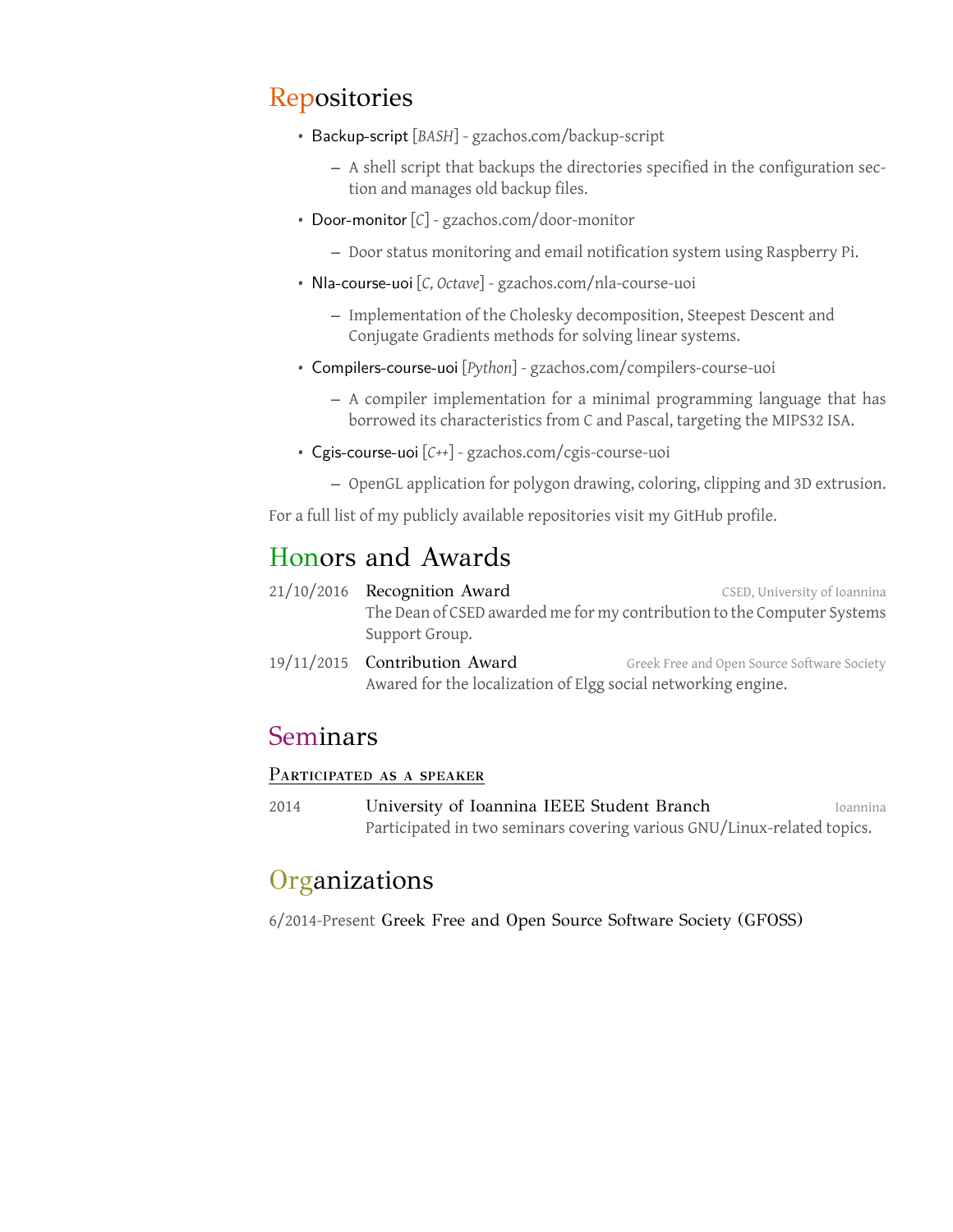# Repositories

- Backup-script [*BASH*] - gzachos.com/backup-script
  - A shell script that backups the directories specified in the configuration section and manages old backup files.
- Door-monitor [*C*] - gzachos.com/door-monitor
  - Door status monitoring and email notification system using Raspberry Pi.
- Nla-course-uoi [*C, Octave*] - gzachos.com/nla-course-uoi
  - Implementation of the Cholesky decomposition, Steepest Descent and Conjugate Gradients methods for solving linear systems.
- Compilers-course-uoi [*Python*] - gzachos.com/compilers-course-uoi
  - A compiler implementation for a minimal programming language that has borrowed its characteristics from C and Pascal, targeting the MIPS32 ISA.
- Cgis-course-uoi [*C++*] - gzachos.com/cgis-course-uoi
  - OpenGL application for polygon drawing, coloring, clipping and 3D extrusion.

For a full list of my publicly available repositories visit my GitHub profile.

# Honors and Awards

21/10/2016 **Recognition Award** — CSED, University of Ioannina
The Dean of CSED awarded me for my contribution to the Computer Systems Support Group.

19/11/2015 **Contribution Award** — Greek Free and Open Source Software Society
Awared for the localization of Elgg social networking engine.

# Seminars

## Participated as a speaker

2014 **University of Ioannina IEEE Student Branch** — Ioannina
Participated in two seminars covering various GNU/Linux-related topics.

# Organizations

6/2014-Present **Greek Free and Open Source Software Society (GFOSS)**